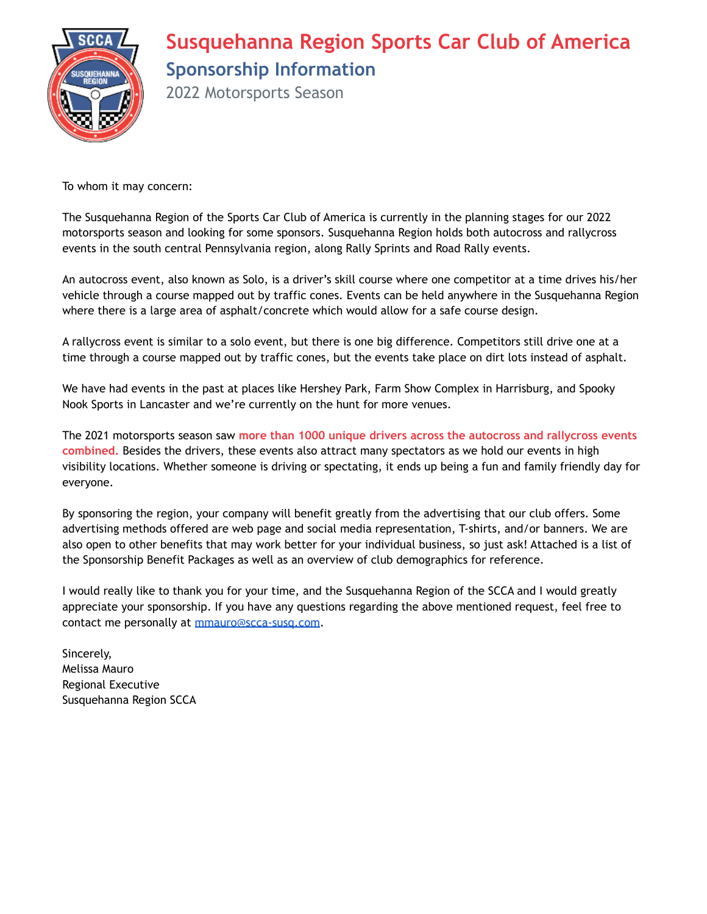# Susquehanna Region Sports Car Club of America

## Sponsorship Information

### 2022 Motorsports Season

To whom it may concern:

The Susquehanna Region of the Sports Car Club of America is currently in the planning stages for our 2022 motorsports season and looking for some sponsors. Susquehanna Region holds both autocross and rallycross events in the south central Pennsylvania region, along Rally Sprints and Road Rally events.

An autocross event, also known as Solo, is a driver's skill course where one competitor at a time drives his/her vehicle through a course mapped out by traffic cones. Events can be held anywhere in the Susquehanna Region where there is a large area of asphalt/concrete which would allow for a safe course design.

A rallycross event is similar to a solo event, but there is one big difference. Competitors still drive one at a time through a course mapped out by traffic cones, but the events take place on dirt lots instead of asphalt.

We have had events in the past at places like Hershey Park, Farm Show Complex in Harrisburg, and Spooky Nook Sports in Lancaster and we're currently on the hunt for more venues.

The 2021 motorsports season saw **more than 1000 unique drivers across the autocross and rallycross events combined.** Besides the drivers, these events also attract many spectators as we hold our events in high visibility locations. Whether someone is driving or spectating, it ends up being a fun and family friendly day for everyone.

By sponsoring the region, your company will benefit greatly from the advertising that our club offers. Some advertising methods offered are web page and social media representation, T-shirts, and/or banners. We are also open to other benefits that may work better for your individual business, so just ask! Attached is a list of the Sponsorship Benefit Packages as well as an overview of club demographics for reference.

I would really like to thank you for your time, and the Susquehanna Region of the SCCA and I would greatly appreciate your sponsorship. If you have any questions regarding the above mentioned request, feel free to contact me personally at mmauro@scca-susq.com.

Sincerely,
Melissa Mauro
Regional Executive
Susquehanna Region SCCA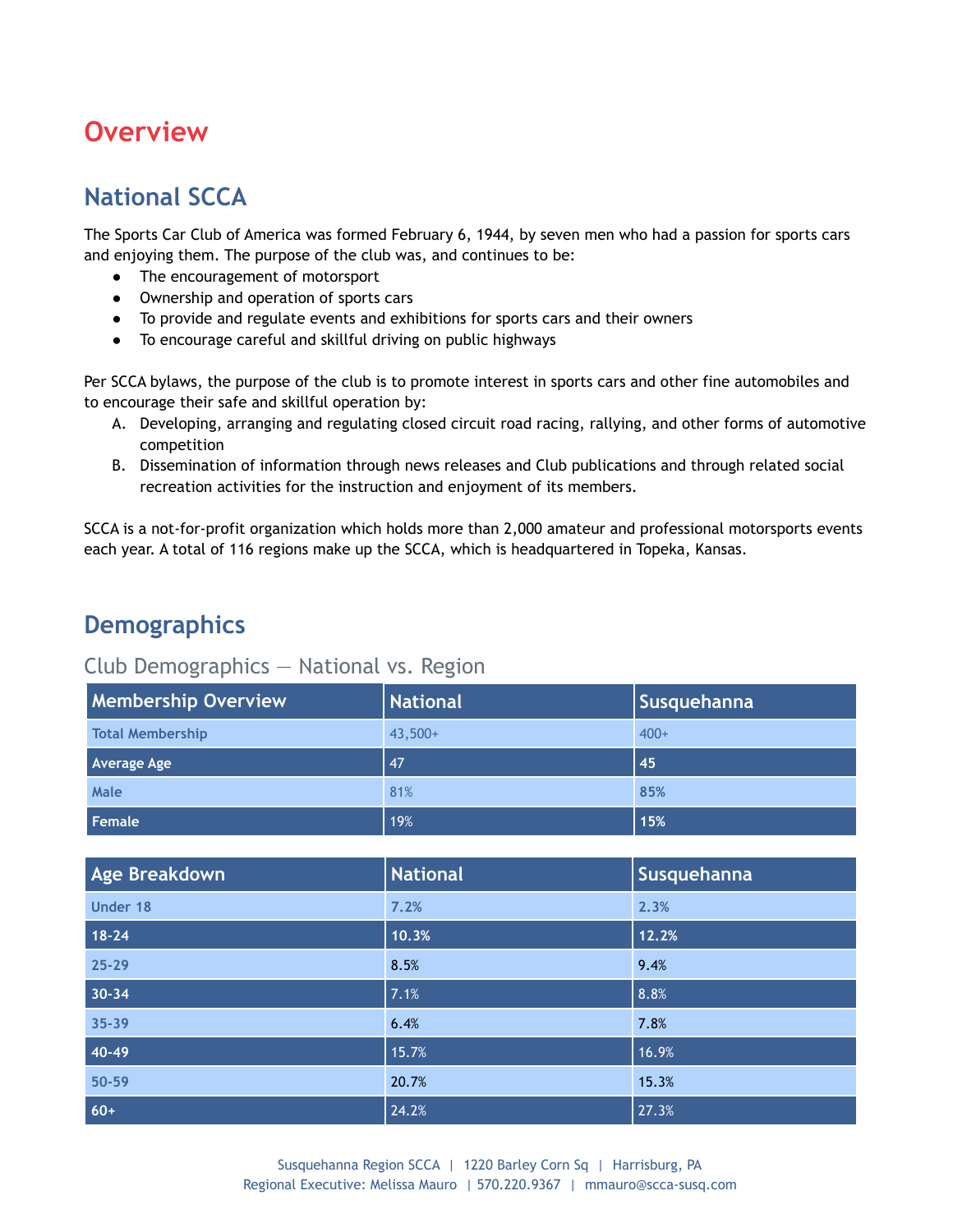# Overview

## National SCCA

The Sports Car Club of America was formed February 6, 1944, by seven men who had a passion for sports cars and enjoying them. The purpose of the club was, and continues to be:

- The encouragement of motorsport
- Ownership and operation of sports cars
- To provide and regulate events and exhibitions for sports cars and their owners
- To encourage careful and skillful driving on public highways

Per SCCA bylaws, the purpose of the club is to promote interest in sports cars and other fine automobiles and to encourage their safe and skillful operation by:

A. Developing, arranging and regulating closed circuit road racing, rallying, and other forms of automotive competition
B. Dissemination of information through news releases and Club publications and through related social recreation activities for the instruction and enjoyment of its members.

SCCA is a not-for-profit organization which holds more than 2,000 amateur and professional motorsports events each year. A total of 116 regions make up the SCCA, which is headquartered in Topeka, Kansas.

## Demographics

### Club Demographics — National vs. Region

| Membership Overview | National | Susquehanna |
|---|---|---|
| Total Membership | 43,500+ | 400+ |
| Average Age | 47 | 45 |
| Male | 81% | 85% |
| Female | 19% | 15% |

| Age Breakdown | National | Susquehanna |
|---|---|---|
| Under 18 | 7.2% | 2.3% |
| 18-24 | 10.3% | 12.2% |
| 25-29 | 8.5% | 9.4% |
| 30-34 | 7.1% | 8.8% |
| 35-39 | 6.4% | 7.8% |
| 40-49 | 15.7% | 16.9% |
| 50-59 | 20.7% | 15.3% |
| 60+ | 24.2% | 27.3% |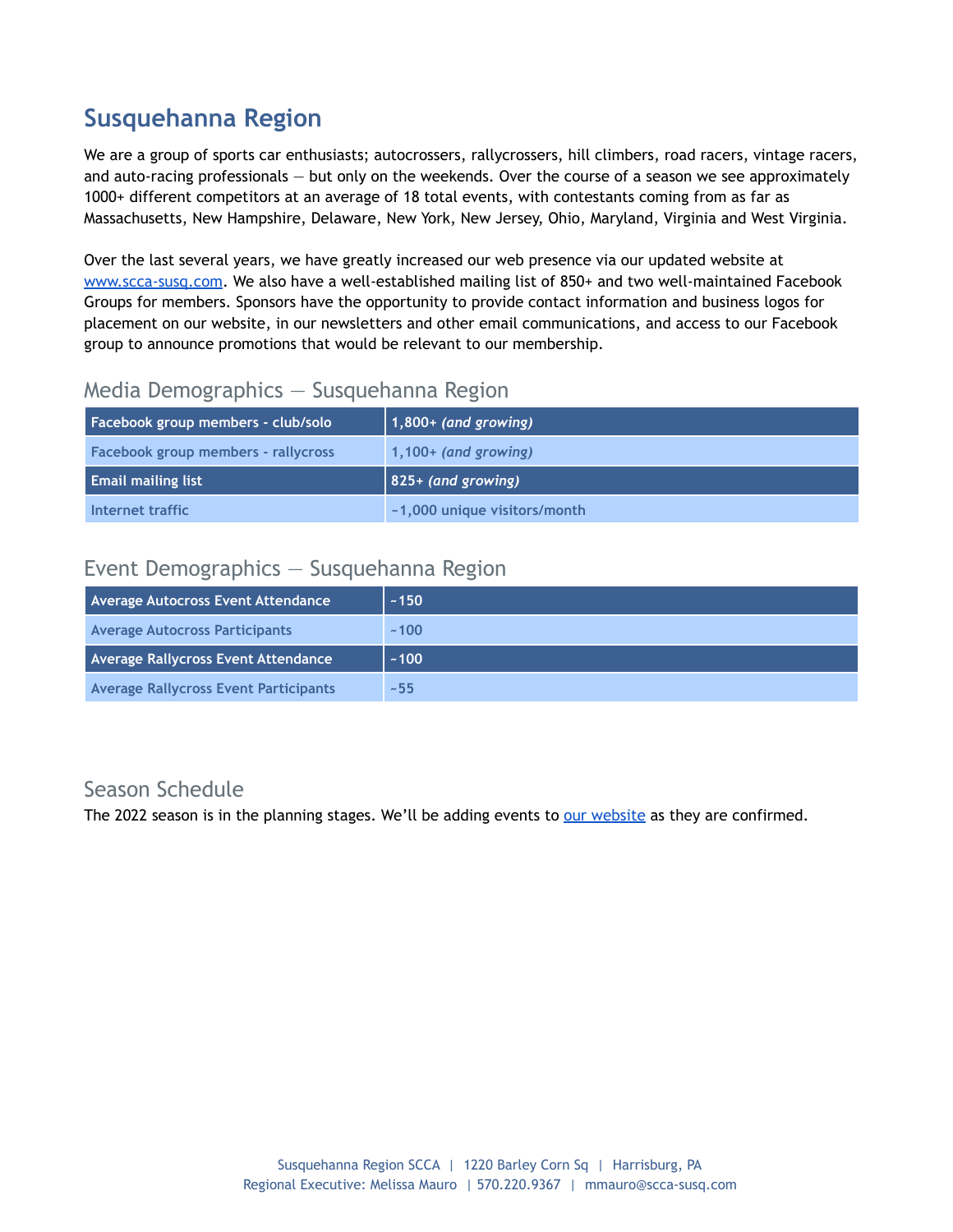# Susquehanna Region

We are a group of sports car enthusiasts; autocrossers, rallycrossers, hill climbers, road racers, vintage racers, and auto-racing professionals — but only on the weekends. Over the course of a season we see approximately 1000+ different competitors at an average of 18 total events, with contestants coming from as far as Massachusetts, New Hampshire, Delaware, New York, New Jersey, Ohio, Maryland, Virginia and West Virginia.

Over the last several years, we have greatly increased our web presence via our updated website at [www.scca-susq.com](www.scca-susq.com). We also have a well-established mailing list of 850+ and two well-maintained Facebook Groups for members. Sponsors have the opportunity to provide contact information and business logos for placement on our website, in our newsletters and other email communications, and access to our Facebook group to announce promotions that would be relevant to our membership.

## Media Demographics — Susquehanna Region

| | |
|---|---|
| **Facebook group members - club/solo** | **1,800+ *(and growing)*** |
| **Facebook group members - rallycross** | **1,100+ *(and growing)*** |
| **Email mailing list** | **825+ *(and growing)*** |
| **Internet traffic** | **~1,000 unique visitors/month** |

## Event Demographics — Susquehanna Region

| | |
|---|---|
| **Average Autocross Event Attendance** | **~150** |
| **Average Autocross Participants** | **~100** |
| **Average Rallycross Event Attendance** | **~100** |
| **Average Rallycross Event Participants** | **~55** |

## Season Schedule

The 2022 season is in the planning stages. We'll be adding events to our website as they are confirmed.

Susquehanna Region SCCA | 1220 Barley Corn Sq | Harrisburg, PA
Regional Executive: Melissa Mauro | 570.220.9367 | mmauro@scca-susq.com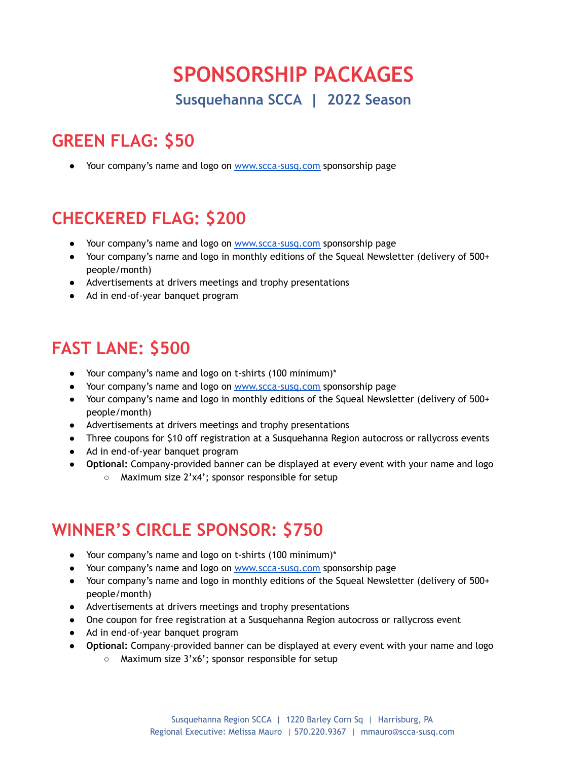# SPONSORSHIP PACKAGES

## Susquehanna SCCA | 2022 Season

## GREEN FLAG: $50

- Your company's name and logo on www.scca-susq.com sponsorship page

## CHECKERED FLAG: $200

- Your company's name and logo on www.scca-susq.com sponsorship page
- Your company's name and logo in monthly editions of the Squeal Newsletter (delivery of 500+ people/month)
- Advertisements at drivers meetings and trophy presentations
- Ad in end-of-year banquet program

## FAST LANE: $500

- Your company's name and logo on t-shirts (100 minimum)*
- Your company's name and logo on www.scca-susq.com sponsorship page
- Your company's name and logo in monthly editions of the Squeal Newsletter (delivery of 500+ people/month)
- Advertisements at drivers meetings and trophy presentations
- Three coupons for $10 off registration at a Susquehanna Region autocross or rallycross events
- Ad in end-of-year banquet program
- **Optional:** Company-provided banner can be displayed at every event with your name and logo
  - Maximum size 2'x4'; sponsor responsible for setup

## WINNER'S CIRCLE SPONSOR: $750

- Your company's name and logo on t-shirts (100 minimum)*
- Your company's name and logo on www.scca-susq.com sponsorship page
- Your company's name and logo in monthly editions of the Squeal Newsletter (delivery of 500+ people/month)
- Advertisements at drivers meetings and trophy presentations
- One coupon for free registration at a Susquehanna Region autocross or rallycross event
- Ad in end-of-year banquet program
- **Optional:** Company-provided banner can be displayed at every event with your name and logo
  - Maximum size 3'x6'; sponsor responsible for setup

Susquehanna Region SCCA | 1220 Barley Corn Sq | Harrisburg, PA
Regional Executive: Melissa Mauro | 570.220.9367 | mmauro@scca-susq.com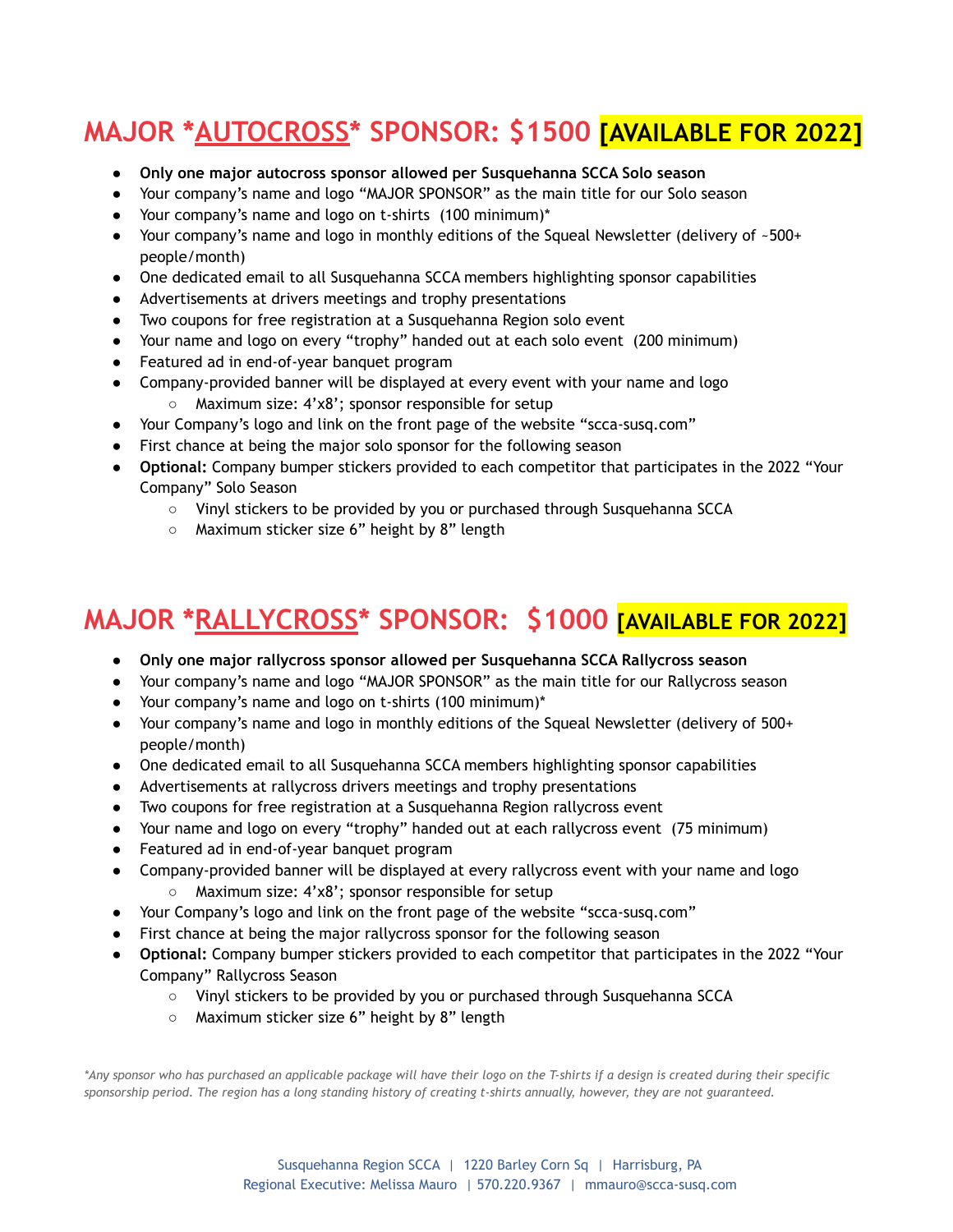## MAJOR *AUTOCROSS* SPONSOR: $1500 [AVAILABLE FOR 2022]

- **Only one major autocross sponsor allowed per Susquehanna SCCA Solo season**
- Your company's name and logo "MAJOR SPONSOR" as the main title for our Solo season
- Your company's name and logo on t-shirts (100 minimum)*
- Your company's name and logo in monthly editions of the Squeal Newsletter (delivery of ~500+ people/month)
- One dedicated email to all Susquehanna SCCA members highlighting sponsor capabilities
- Advertisements at drivers meetings and trophy presentations
- Two coupons for free registration at a Susquehanna Region solo event
- Your name and logo on every "trophy" handed out at each solo event (200 minimum)
- Featured ad in end-of-year banquet program
- Company-provided banner will be displayed at every event with your name and logo
  - Maximum size: 4'x8'; sponsor responsible for setup
- Your Company's logo and link on the front page of the website "scca-susq.com"
- First chance at being the major solo sponsor for the following season
- **Optional:** Company bumper stickers provided to each competitor that participates in the 2022 "Your Company" Solo Season
  - Vinyl stickers to be provided by you or purchased through Susquehanna SCCA
  - Maximum sticker size 6" height by 8" length

## MAJOR *RALLYCROSS* SPONSOR: $1000 [AVAILABLE FOR 2022]

- **Only one major rallycross sponsor allowed per Susquehanna SCCA Rallycross season**
- Your company's name and logo "MAJOR SPONSOR" as the main title for our Rallycross season
- Your company's name and logo on t-shirts (100 minimum)*
- Your company's name and logo in monthly editions of the Squeal Newsletter (delivery of 500+ people/month)
- One dedicated email to all Susquehanna SCCA members highlighting sponsor capabilities
- Advertisements at rallycross drivers meetings and trophy presentations
- Two coupons for free registration at a Susquehanna Region rallycross event
- Your name and logo on every "trophy" handed out at each rallycross event (75 minimum)
- Featured ad in end-of-year banquet program
- Company-provided banner will be displayed at every rallycross event with your name and logo
  - Maximum size: 4'x8'; sponsor responsible for setup
- Your Company's logo and link on the front page of the website "scca-susq.com"
- First chance at being the major rallycross sponsor for the following season
- **Optional:** Company bumper stickers provided to each competitor that participates in the 2022 "Your Company" Rallycross Season
  - Vinyl stickers to be provided by you or purchased through Susquehanna SCCA
  - Maximum sticker size 6" height by 8" length

*\*Any sponsor who has purchased an applicable package will have their logo on the T-shirts if a design is created during their specific sponsorship period. The region has a long standing history of creating t-shirts annually, however, they are not guaranteed.*

Susquehanna Region SCCA | 1220 Barley Corn Sq | Harrisburg, PA
Regional Executive: Melissa Mauro | 570.220.9367 | mmauro@scca-susq.com